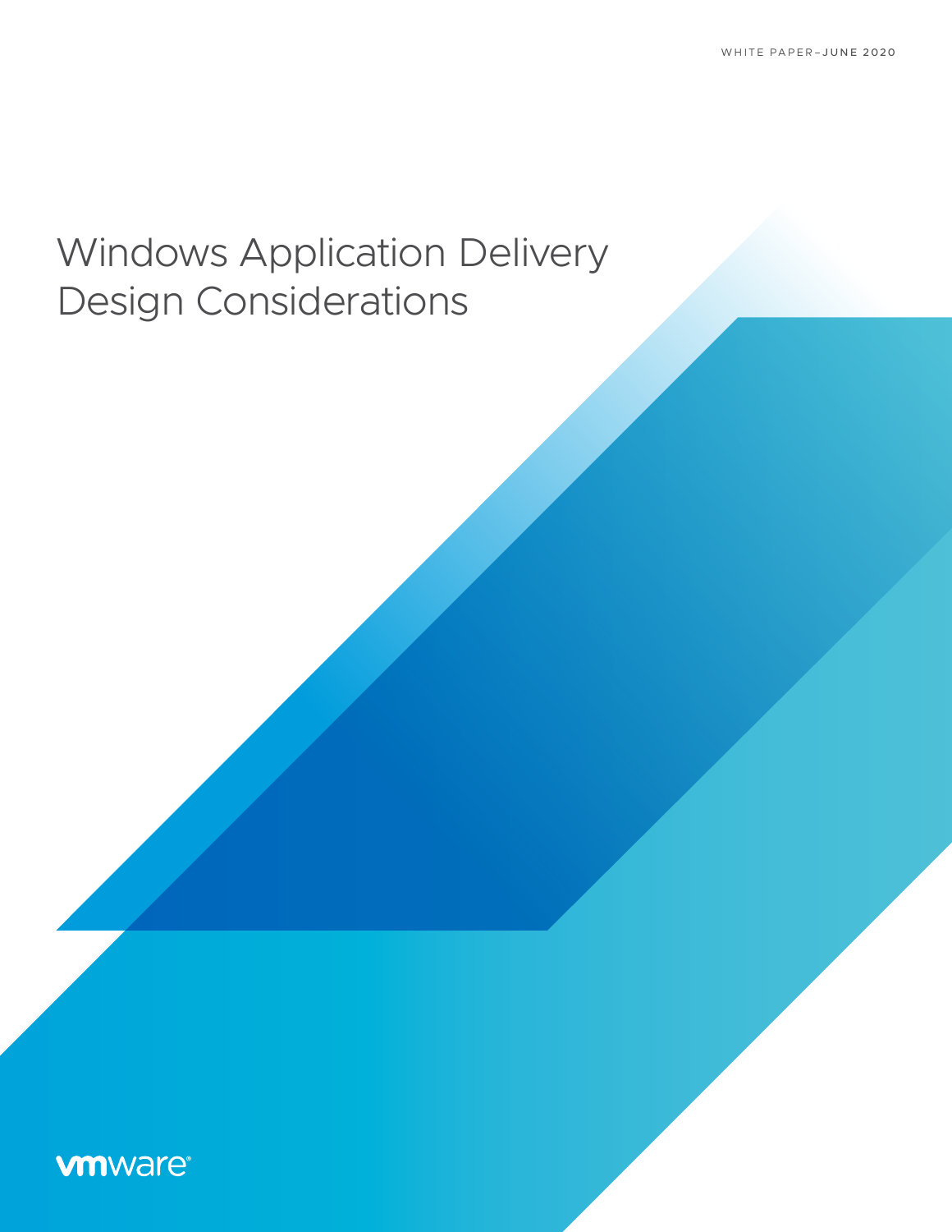WHITE PAPER–JUNE 2020

# Windows Application Delivery Design Considerations

vmware®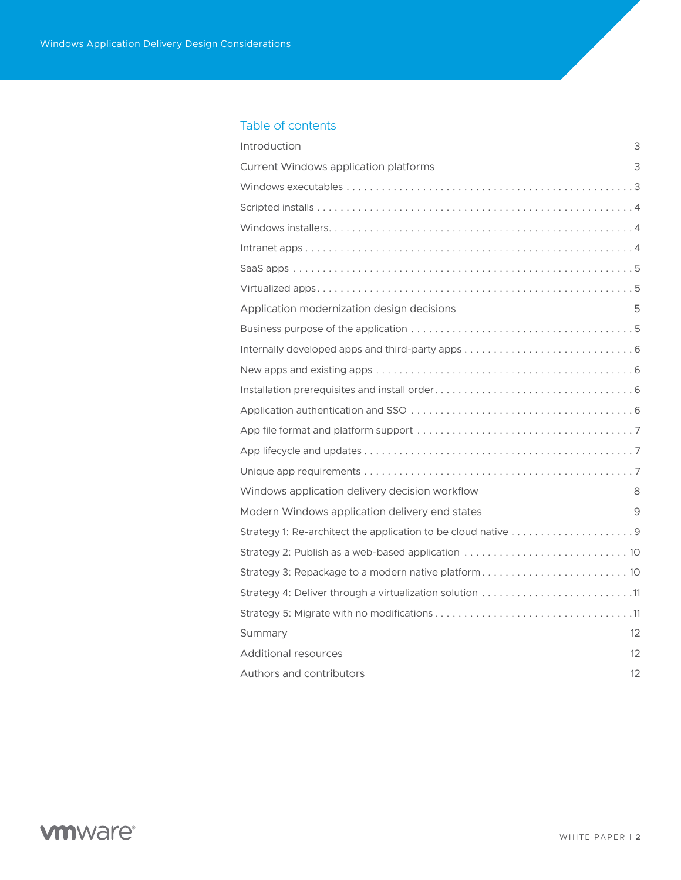## Table of contents

Introduction 3

Current Windows application platforms 3

- Windows executables . . . 3
- Scripted installs . . . 4
- Windows installers. . . . 4
- Intranet apps . . . 4
- SaaS apps . . . 5
- Virtualized apps. . . . 5

Application modernization design decisions 5

- Business purpose of the application . . . 5
- Internally developed apps and third-party apps . . . 6
- New apps and existing apps . . . 6
- Installation prerequisites and install order. . . . 6
- Application authentication and SSO . . . 6
- App file format and platform support . . . 7
- App lifecycle and updates . . . 7
- Unique app requirements . . . 7

Windows application delivery decision workflow 8

Modern Windows application delivery end states 9

- Strategy 1: Re-architect the application to be cloud native . . . 9
- Strategy 2: Publish as a web-based application . . . 10
- Strategy 3: Repackage to a modern native platform. . . . 10
- Strategy 4: Deliver through a virtualization solution . . . 11
- Strategy 5: Migrate with no modifications. . . . 11

Summary 12

Additional resources 12

Authors and contributors 12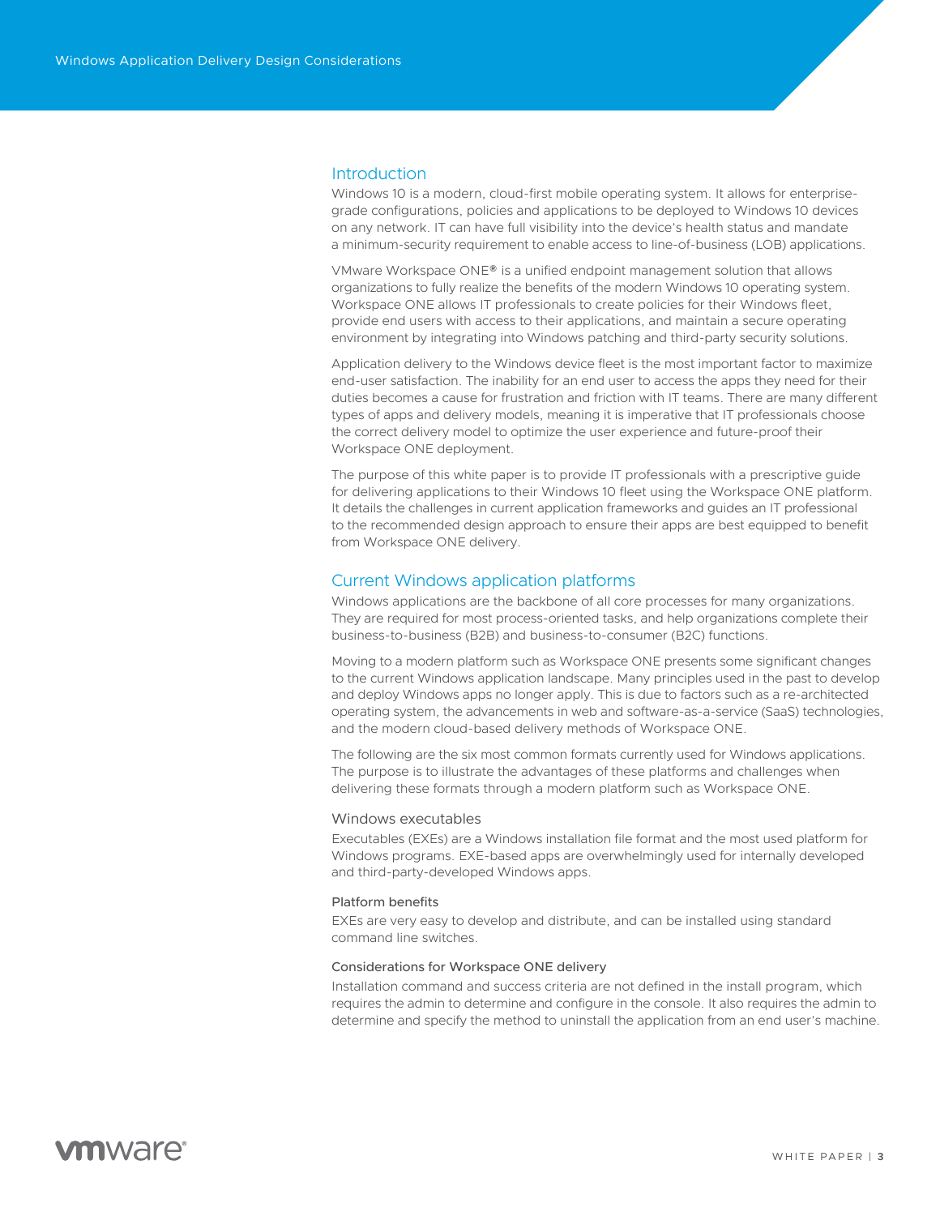## Introduction

Windows 10 is a modern, cloud-first mobile operating system. It allows for enterprise-grade configurations, policies and applications to be deployed to Windows 10 devices on any network. IT can have full visibility into the device's health status and mandate a minimum-security requirement to enable access to line-of-business (LOB) applications.

VMware Workspace ONE® is a unified endpoint management solution that allows organizations to fully realize the benefits of the modern Windows 10 operating system. Workspace ONE allows IT professionals to create policies for their Windows fleet, provide end users with access to their applications, and maintain a secure operating environment by integrating into Windows patching and third-party security solutions.

Application delivery to the Windows device fleet is the most important factor to maximize end-user satisfaction. The inability for an end user to access the apps they need for their duties becomes a cause for frustration and friction with IT teams. There are many different types of apps and delivery models, meaning it is imperative that IT professionals choose the correct delivery model to optimize the user experience and future-proof their Workspace ONE deployment.

The purpose of this white paper is to provide IT professionals with a prescriptive guide for delivering applications to their Windows 10 fleet using the Workspace ONE platform. It details the challenges in current application frameworks and guides an IT professional to the recommended design approach to ensure their apps are best equipped to benefit from Workspace ONE delivery.

## Current Windows application platforms

Windows applications are the backbone of all core processes for many organizations. They are required for most process-oriented tasks, and help organizations complete their business-to-business (B2B) and business-to-consumer (B2C) functions.

Moving to a modern platform such as Workspace ONE presents some significant changes to the current Windows application landscape. Many principles used in the past to develop and deploy Windows apps no longer apply. This is due to factors such as a re-architected operating system, the advancements in web and software-as-a-service (SaaS) technologies, and the modern cloud-based delivery methods of Workspace ONE.

The following are the six most common formats currently used for Windows applications. The purpose is to illustrate the advantages of these platforms and challenges when delivering these formats through a modern platform such as Workspace ONE.

### Windows executables

Executables (EXEs) are a Windows installation file format and the most used platform for Windows programs. EXE-based apps are overwhelmingly used for internally developed and third-party-developed Windows apps.

#### Platform benefits

EXEs are very easy to develop and distribute, and can be installed using standard command line switches.

#### Considerations for Workspace ONE delivery

Installation command and success criteria are not defined in the install program, which requires the admin to determine and configure in the console. It also requires the admin to determine and specify the method to uninstall the application from an end user's machine.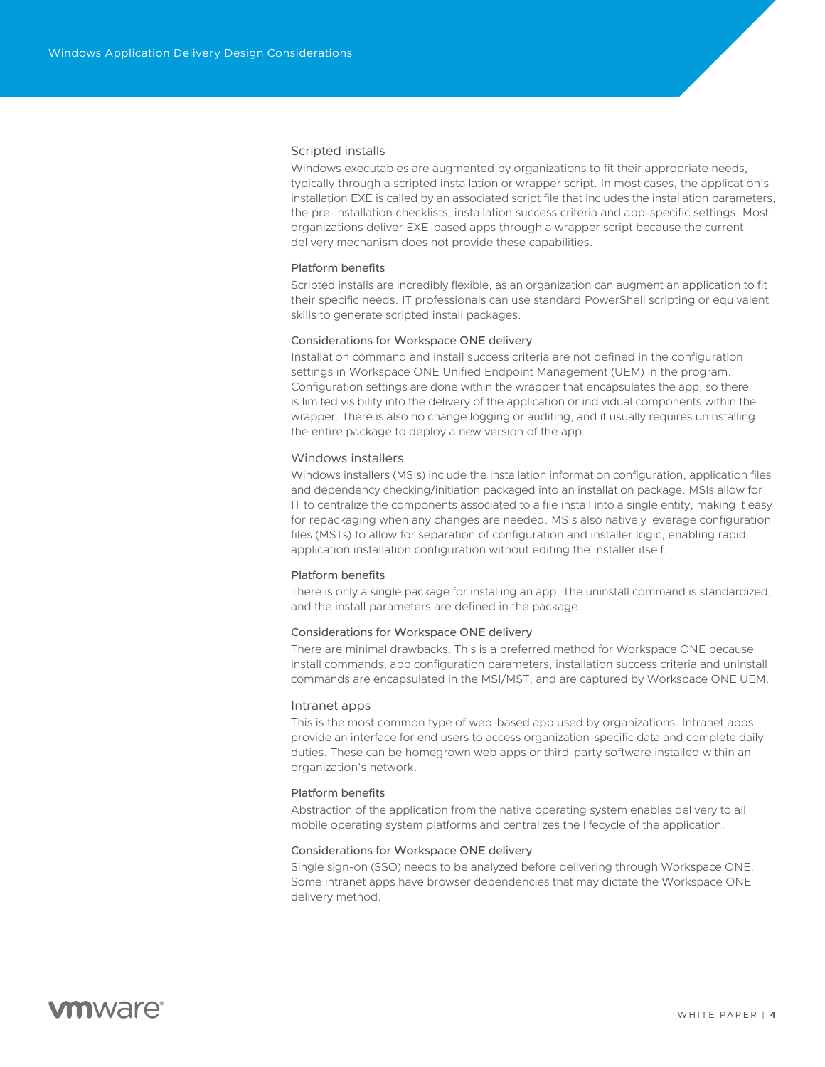### Scripted installs

Windows executables are augmented by organizations to fit their appropriate needs, typically through a scripted installation or wrapper script. In most cases, the application's installation EXE is called by an associated script file that includes the installation parameters, the pre-installation checklists, installation success criteria and app-specific settings. Most organizations deliver EXE-based apps through a wrapper script because the current delivery mechanism does not provide these capabilities.

#### Platform benefits

Scripted installs are incredibly flexible, as an organization can augment an application to fit their specific needs. IT professionals can use standard PowerShell scripting or equivalent skills to generate scripted install packages.

#### Considerations for Workspace ONE delivery

Installation command and install success criteria are not defined in the configuration settings in Workspace ONE Unified Endpoint Management (UEM) in the program. Configuration settings are done within the wrapper that encapsulates the app, so there is limited visibility into the delivery of the application or individual components within the wrapper. There is also no change logging or auditing, and it usually requires uninstalling the entire package to deploy a new version of the app.

### Windows installers

Windows installers (MSIs) include the installation information configuration, application files and dependency checking/initiation packaged into an installation package. MSIs allow for IT to centralize the components associated to a file install into a single entity, making it easy for repackaging when any changes are needed. MSIs also natively leverage configuration files (MSTs) to allow for separation of configuration and installer logic, enabling rapid application installation configuration without editing the installer itself.

#### Platform benefits

There is only a single package for installing an app. The uninstall command is standardized, and the install parameters are defined in the package.

#### Considerations for Workspace ONE delivery

There are minimal drawbacks. This is a preferred method for Workspace ONE because install commands, app configuration parameters, installation success criteria and uninstall commands are encapsulated in the MSI/MST, and are captured by Workspace ONE UEM.

### Intranet apps

This is the most common type of web-based app used by organizations. Intranet apps provide an interface for end users to access organization-specific data and complete daily duties. These can be homegrown web apps or third-party software installed within an organization's network.

#### Platform benefits

Abstraction of the application from the native operating system enables delivery to all mobile operating system platforms and centralizes the lifecycle of the application.

#### Considerations for Workspace ONE delivery

Single sign-on (SSO) needs to be analyzed before delivering through Workspace ONE. Some intranet apps have browser dependencies that may dictate the Workspace ONE delivery method.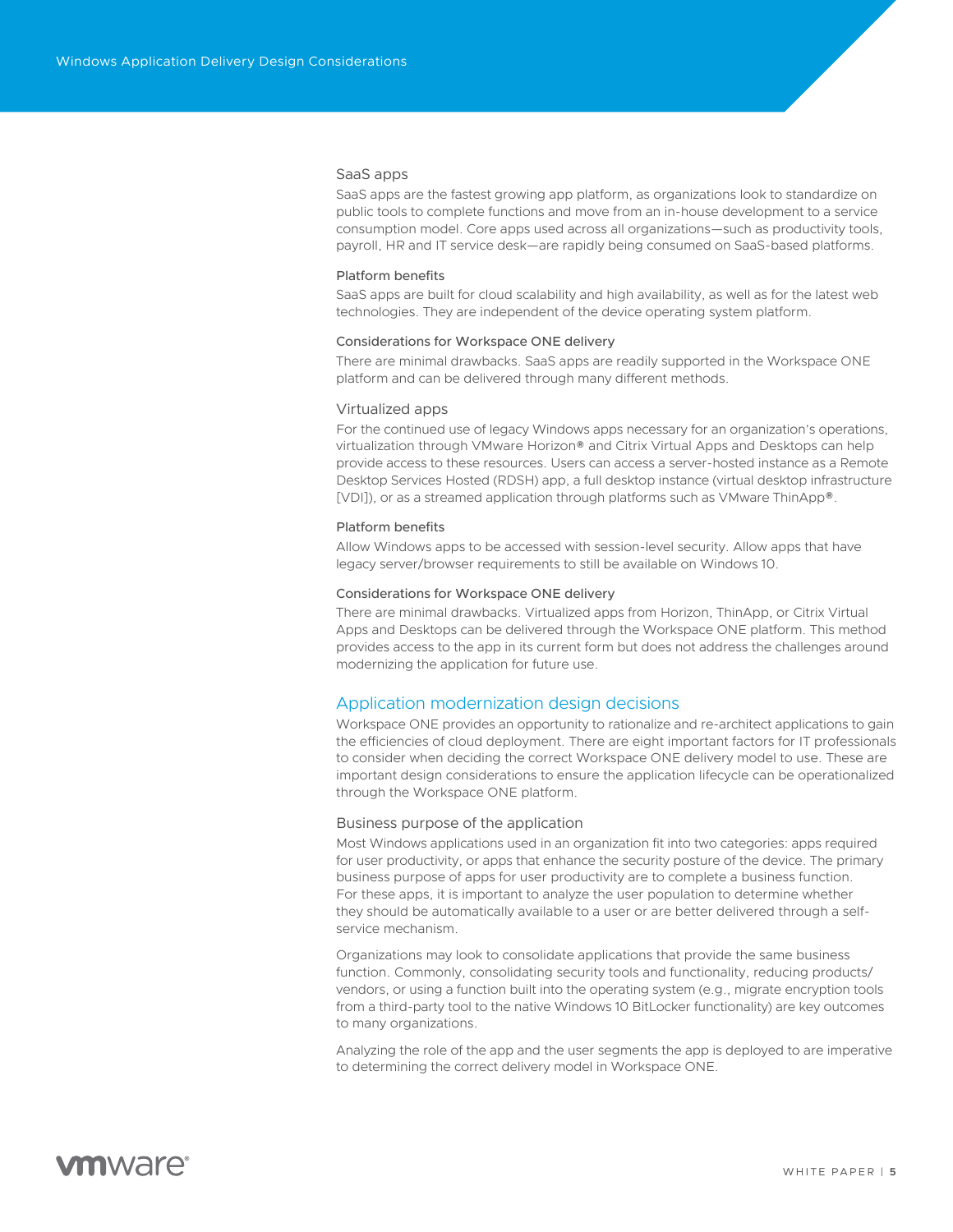### SaaS apps

SaaS apps are the fastest growing app platform, as organizations look to standardize on public tools to complete functions and move from an in-house development to a service consumption model. Core apps used across all organizations—such as productivity tools, payroll, HR and IT service desk—are rapidly being consumed on SaaS-based platforms.

#### Platform benefits

SaaS apps are built for cloud scalability and high availability, as well as for the latest web technologies. They are independent of the device operating system platform.

#### Considerations for Workspace ONE delivery

There are minimal drawbacks. SaaS apps are readily supported in the Workspace ONE platform and can be delivered through many different methods.

### Virtualized apps

For the continued use of legacy Windows apps necessary for an organization's operations, virtualization through VMware Horizon® and Citrix Virtual Apps and Desktops can help provide access to these resources. Users can access a server-hosted instance as a Remote Desktop Services Hosted (RDSH) app, a full desktop instance (virtual desktop infrastructure [VDI]), or as a streamed application through platforms such as VMware ThinApp®.

#### Platform benefits

Allow Windows apps to be accessed with session-level security. Allow apps that have legacy server/browser requirements to still be available on Windows 10.

#### Considerations for Workspace ONE delivery

There are minimal drawbacks. Virtualized apps from Horizon, ThinApp, or Citrix Virtual Apps and Desktops can be delivered through the Workspace ONE platform. This method provides access to the app in its current form but does not address the challenges around modernizing the application for future use.

## Application modernization design decisions

Workspace ONE provides an opportunity to rationalize and re-architect applications to gain the efficiencies of cloud deployment. There are eight important factors for IT professionals to consider when deciding the correct Workspace ONE delivery model to use. These are important design considerations to ensure the application lifecycle can be operationalized through the Workspace ONE platform.

### Business purpose of the application

Most Windows applications used in an organization fit into two categories: apps required for user productivity, or apps that enhance the security posture of the device. The primary business purpose of apps for user productivity are to complete a business function. For these apps, it is important to analyze the user population to determine whether they should be automatically available to a user or are better delivered through a self-service mechanism.

Organizations may look to consolidate applications that provide the same business function. Commonly, consolidating security tools and functionality, reducing products/vendors, or using a function built into the operating system (e.g., migrate encryption tools from a third-party tool to the native Windows 10 BitLocker functionality) are key outcomes to many organizations.

Analyzing the role of the app and the user segments the app is deployed to are imperative to determining the correct delivery model in Workspace ONE.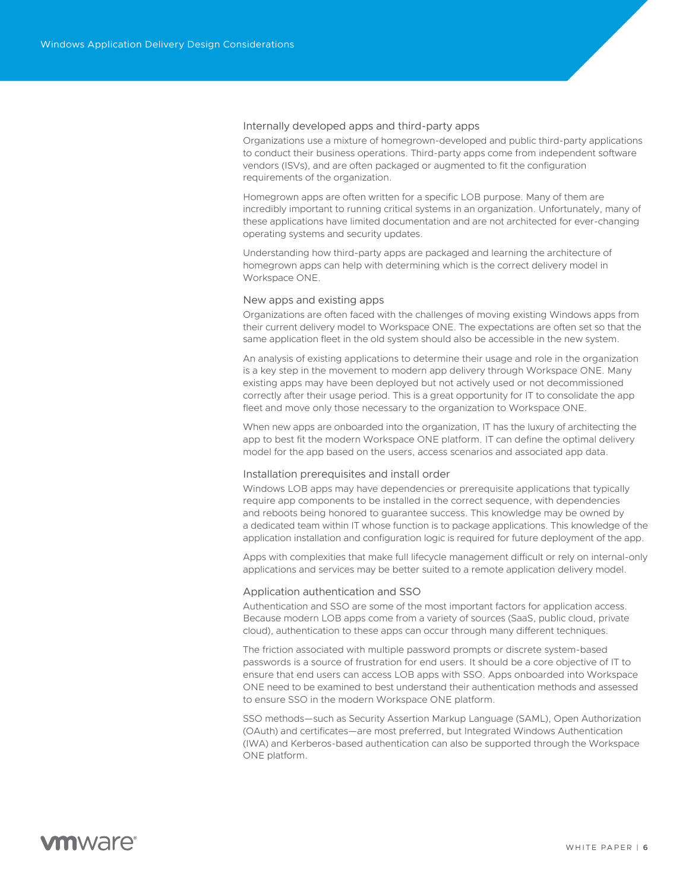### Internally developed apps and third-party apps

Organizations use a mixture of homegrown-developed and public third-party applications to conduct their business operations. Third-party apps come from independent software vendors (ISVs), and are often packaged or augmented to fit the configuration requirements of the organization.

Homegrown apps are often written for a specific LOB purpose. Many of them are incredibly important to running critical systems in an organization. Unfortunately, many of these applications have limited documentation and are not architected for ever-changing operating systems and security updates.

Understanding how third-party apps are packaged and learning the architecture of homegrown apps can help with determining which is the correct delivery model in Workspace ONE.

### New apps and existing apps

Organizations are often faced with the challenges of moving existing Windows apps from their current delivery model to Workspace ONE. The expectations are often set so that the same application fleet in the old system should also be accessible in the new system.

An analysis of existing applications to determine their usage and role in the organization is a key step in the movement to modern app delivery through Workspace ONE. Many existing apps may have been deployed but not actively used or not decommissioned correctly after their usage period. This is a great opportunity for IT to consolidate the app fleet and move only those necessary to the organization to Workspace ONE.

When new apps are onboarded into the organization, IT has the luxury of architecting the app to best fit the modern Workspace ONE platform. IT can define the optimal delivery model for the app based on the users, access scenarios and associated app data.

### Installation prerequisites and install order

Windows LOB apps may have dependencies or prerequisite applications that typically require app components to be installed in the correct sequence, with dependencies and reboots being honored to guarantee success. This knowledge may be owned by a dedicated team within IT whose function is to package applications. This knowledge of the application installation and configuration logic is required for future deployment of the app.

Apps with complexities that make full lifecycle management difficult or rely on internal-only applications and services may be better suited to a remote application delivery model.

### Application authentication and SSO

Authentication and SSO are some of the most important factors for application access. Because modern LOB apps come from a variety of sources (SaaS, public cloud, private cloud), authentication to these apps can occur through many different techniques.

The friction associated with multiple password prompts or discrete system-based passwords is a source of frustration for end users. It should be a core objective of IT to ensure that end users can access LOB apps with SSO. Apps onboarded into Workspace ONE need to be examined to best understand their authentication methods and assessed to ensure SSO in the modern Workspace ONE platform.

SSO methods—such as Security Assertion Markup Language (SAML), Open Authorization (OAuth) and certificates—are most preferred, but Integrated Windows Authentication (IWA) and Kerberos-based authentication can also be supported through the Workspace ONE platform.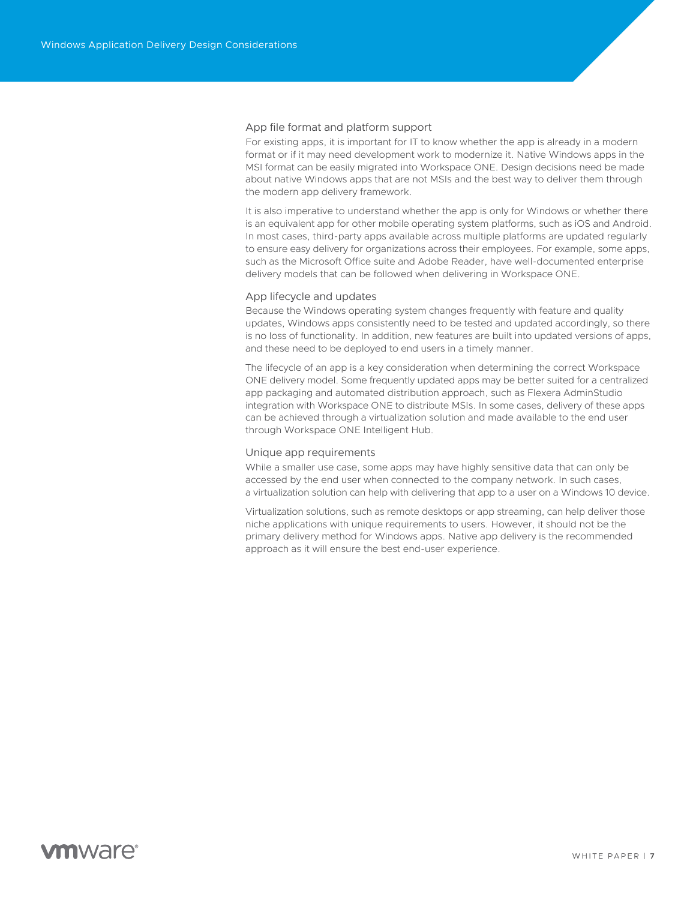### App file format and platform support

For existing apps, it is important for IT to know whether the app is already in a modern format or if it may need development work to modernize it. Native Windows apps in the MSI format can be easily migrated into Workspace ONE. Design decisions need be made about native Windows apps that are not MSIs and the best way to deliver them through the modern app delivery framework.

It is also imperative to understand whether the app is only for Windows or whether there is an equivalent app for other mobile operating system platforms, such as iOS and Android. In most cases, third-party apps available across multiple platforms are updated regularly to ensure easy delivery for organizations across their employees. For example, some apps, such as the Microsoft Office suite and Adobe Reader, have well-documented enterprise delivery models that can be followed when delivering in Workspace ONE.

### App lifecycle and updates

Because the Windows operating system changes frequently with feature and quality updates, Windows apps consistently need to be tested and updated accordingly, so there is no loss of functionality. In addition, new features are built into updated versions of apps, and these need to be deployed to end users in a timely manner.

The lifecycle of an app is a key consideration when determining the correct Workspace ONE delivery model. Some frequently updated apps may be better suited for a centralized app packaging and automated distribution approach, such as Flexera AdminStudio integration with Workspace ONE to distribute MSIs. In some cases, delivery of these apps can be achieved through a virtualization solution and made available to the end user through Workspace ONE Intelligent Hub.

### Unique app requirements

While a smaller use case, some apps may have highly sensitive data that can only be accessed by the end user when connected to the company network. In such cases, a virtualization solution can help with delivering that app to a user on a Windows 10 device.

Virtualization solutions, such as remote desktops or app streaming, can help deliver those niche applications with unique requirements to users. However, it should not be the primary delivery method for Windows apps. Native app delivery is the recommended approach as it will ensure the best end-user experience.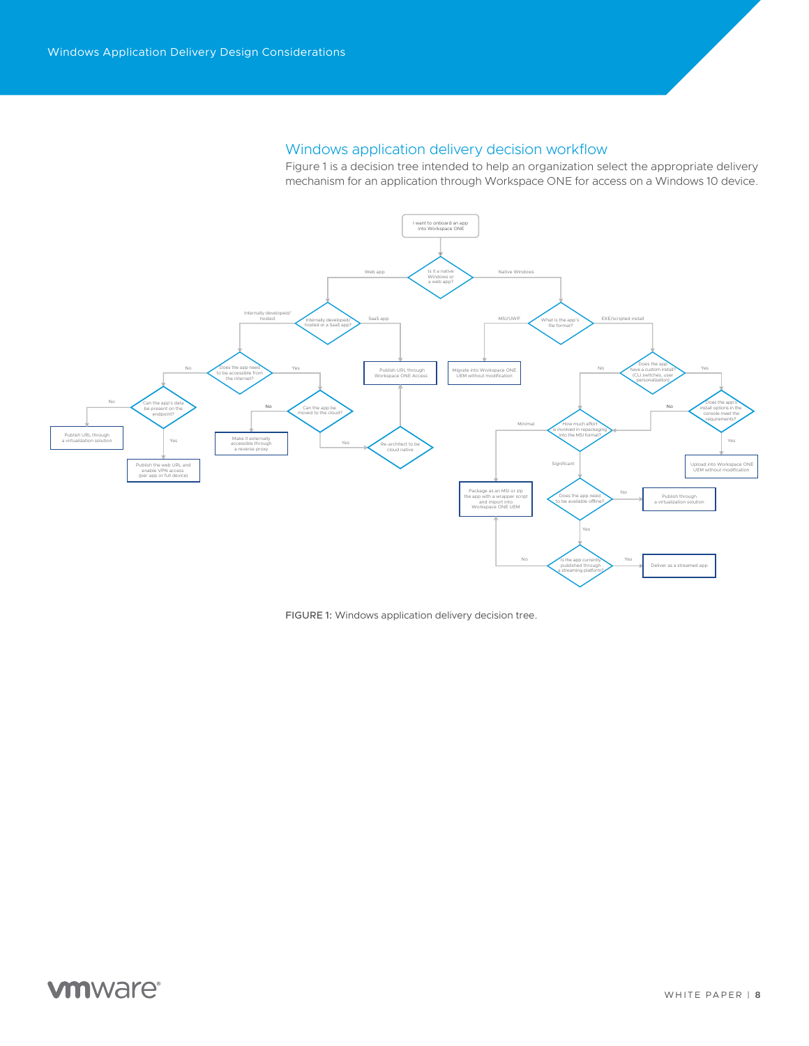## Windows application delivery decision workflow

Figure 1 is a decision tree intended to help an organization select the appropriate delivery mechanism for an application through Workspace ONE for access on a Windows 10 device.

I want to onboard an app into Workspace ONE

Is it a native Windows or a web app?

Web app

Native Windows

Internally developed/hosted

Internally developed/hosted or a SaaS app?

SaaS app

MSI/UWP

What is the app's file format?

EXE/scripted install

No

Does the app need to be accessible from the internet?

Yes

Publish URL through Workspace ONE Access

Migrate into Workspace ONE UEM without modification

No

Does the app have a custom install? (CLI switches, user personalization)

Yes

No

Can the app's data be present on the endpoint?

No

Can the app be moved to the cloud?

No

Does the app's install options in the console meet the requirements?

Publish URL through a virtualization solution

Yes

Make it externally accessible through a reverse proxy

Yes

Re-architect to be cloud native

Minimal

How much effort is involved in repackaging into the MSI format?

Yes

Publish the web URL and enable VPN access (per app or full device)

Significant

Upload into Workspace ONE UEM without modification

Package as an MSI or zip the app with a wrapper script and import into Workspace ONE UEM

Does the app need to be available offline?

No

Publish through a virtualization solution

Yes

No

Is the app currently published through a streaming platform?

Yes

Deliver as a streamed app

FIGURE 1: Windows application delivery decision tree.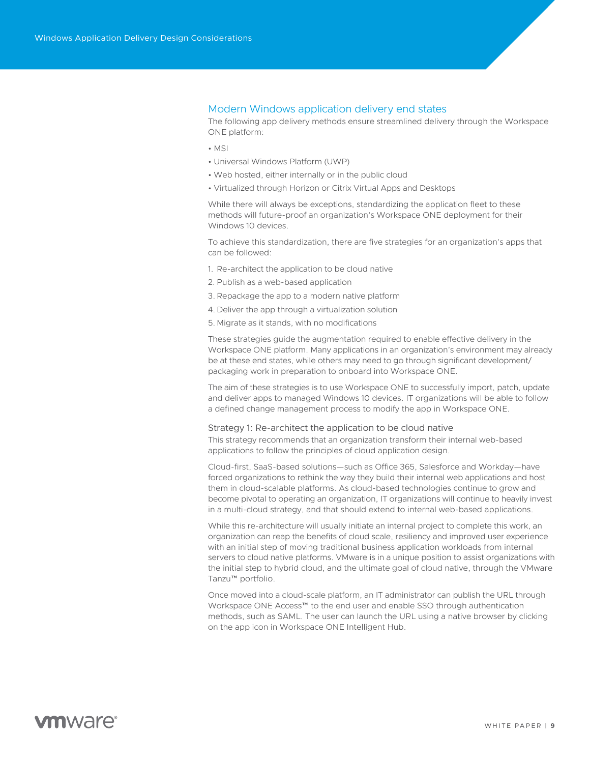## Modern Windows application delivery end states

The following app delivery methods ensure streamlined delivery through the Workspace ONE platform:

- MSI
- Universal Windows Platform (UWP)
- Web hosted, either internally or in the public cloud
- Virtualized through Horizon or Citrix Virtual Apps and Desktops

While there will always be exceptions, standardizing the application fleet to these methods will future-proof an organization's Workspace ONE deployment for their Windows 10 devices.

To achieve this standardization, there are five strategies for an organization's apps that can be followed:

1. Re-architect the application to be cloud native
2. Publish as a web-based application
3. Repackage the app to a modern native platform
4. Deliver the app through a virtualization solution
5. Migrate as it stands, with no modifications

These strategies guide the augmentation required to enable effective delivery in the Workspace ONE platform. Many applications in an organization's environment may already be at these end states, while others may need to go through significant development/packaging work in preparation to onboard into Workspace ONE.

The aim of these strategies is to use Workspace ONE to successfully import, patch, update and deliver apps to managed Windows 10 devices. IT organizations will be able to follow a defined change management process to modify the app in Workspace ONE.

### Strategy 1: Re-architect the application to be cloud native

This strategy recommends that an organization transform their internal web-based applications to follow the principles of cloud application design.

Cloud-first, SaaS-based solutions—such as Office 365, Salesforce and Workday—have forced organizations to rethink the way they build their internal web applications and host them in cloud-scalable platforms. As cloud-based technologies continue to grow and become pivotal to operating an organization, IT organizations will continue to heavily invest in a multi-cloud strategy, and that should extend to internal web-based applications.

While this re-architecture will usually initiate an internal project to complete this work, an organization can reap the benefits of cloud scale, resiliency and improved user experience with an initial step of moving traditional business application workloads from internal servers to cloud native platforms. VMware is in a unique position to assist organizations with the initial step to hybrid cloud, and the ultimate goal of cloud native, through the VMware Tanzu™ portfolio.

Once moved into a cloud-scale platform, an IT administrator can publish the URL through Workspace ONE Access™ to the end user and enable SSO through authentication methods, such as SAML. The user can launch the URL using a native browser by clicking on the app icon in Workspace ONE Intelligent Hub.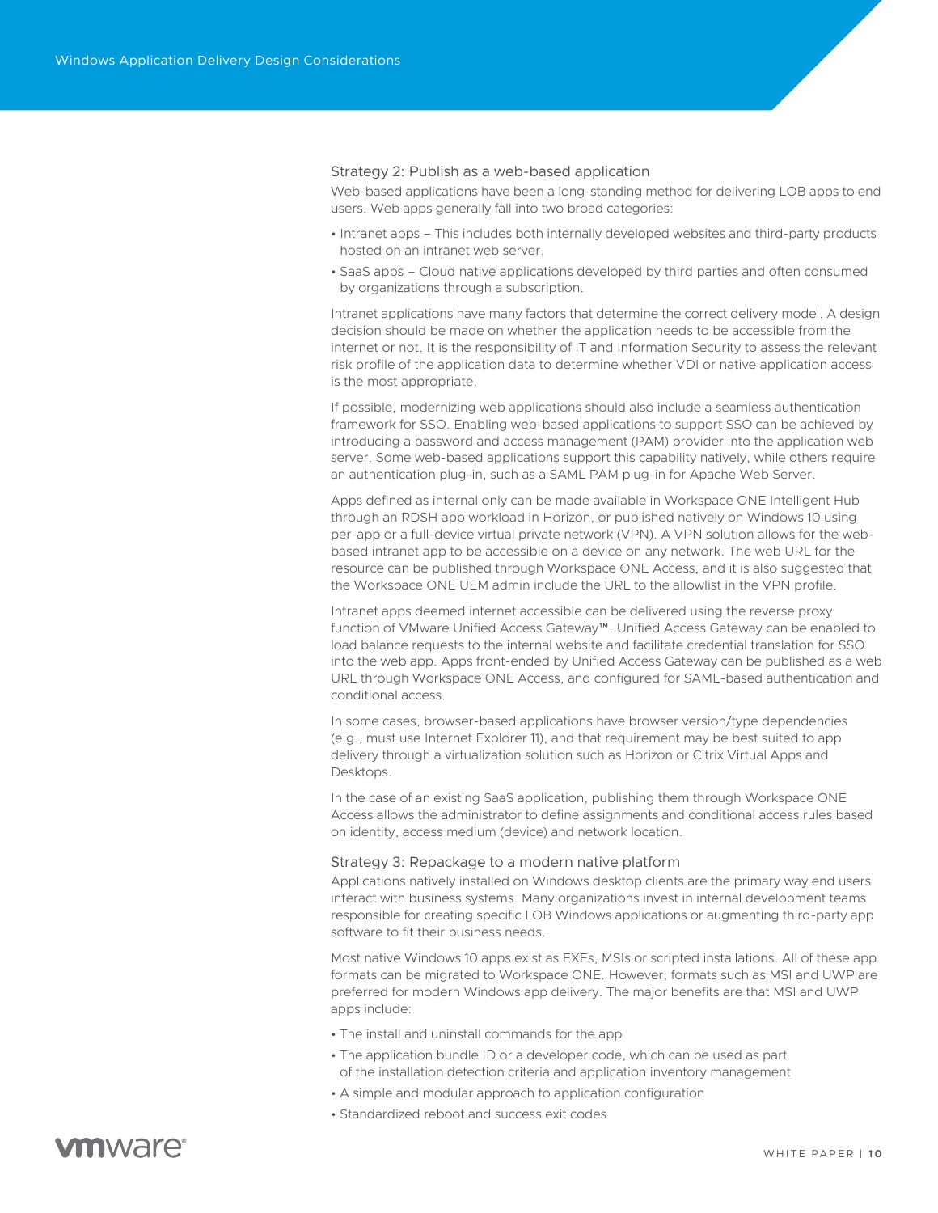### Strategy 2: Publish as a web-based application

Web-based applications have been a long-standing method for delivering LOB apps to end users. Web apps generally fall into two broad categories:

- Intranet apps – This includes both internally developed websites and third-party products hosted on an intranet web server.
- SaaS apps – Cloud native applications developed by third parties and often consumed by organizations through a subscription.

Intranet applications have many factors that determine the correct delivery model. A design decision should be made on whether the application needs to be accessible from the internet or not. It is the responsibility of IT and Information Security to assess the relevant risk profile of the application data to determine whether VDI or native application access is the most appropriate.

If possible, modernizing web applications should also include a seamless authentication framework for SSO. Enabling web-based applications to support SSO can be achieved by introducing a password and access management (PAM) provider into the application web server. Some web-based applications support this capability natively, while others require an authentication plug-in, such as a SAML PAM plug-in for Apache Web Server.

Apps defined as internal only can be made available in Workspace ONE Intelligent Hub through an RDSH app workload in Horizon, or published natively on Windows 10 using per-app or a full-device virtual private network (VPN). A VPN solution allows for the web-based intranet app to be accessible on a device on any network. The web URL for the resource can be published through Workspace ONE Access, and it is also suggested that the Workspace ONE UEM admin include the URL to the allowlist in the VPN profile.

Intranet apps deemed internet accessible can be delivered using the reverse proxy function of VMware Unified Access Gateway™. Unified Access Gateway can be enabled to load balance requests to the internal website and facilitate credential translation for SSO into the web app. Apps front-ended by Unified Access Gateway can be published as a web URL through Workspace ONE Access, and configured for SAML-based authentication and conditional access.

In some cases, browser-based applications have browser version/type dependencies (e.g., must use Internet Explorer 11), and that requirement may be best suited to app delivery through a virtualization solution such as Horizon or Citrix Virtual Apps and Desktops.

In the case of an existing SaaS application, publishing them through Workspace ONE Access allows the administrator to define assignments and conditional access rules based on identity, access medium (device) and network location.

### Strategy 3: Repackage to a modern native platform

Applications natively installed on Windows desktop clients are the primary way end users interact with business systems. Many organizations invest in internal development teams responsible for creating specific LOB Windows applications or augmenting third-party app software to fit their business needs.

Most native Windows 10 apps exist as EXEs, MSIs or scripted installations. All of these app formats can be migrated to Workspace ONE. However, formats such as MSI and UWP are preferred for modern Windows app delivery. The major benefits are that MSI and UWP apps include:

- The install and uninstall commands for the app
- The application bundle ID or a developer code, which can be used as part of the installation detection criteria and application inventory management
- A simple and modular approach to application configuration
- Standardized reboot and success exit codes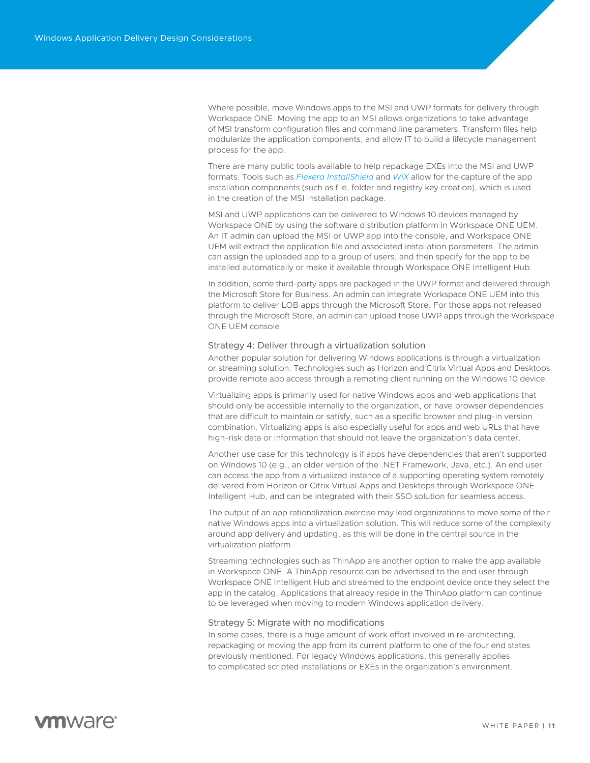Where possible, move Windows apps to the MSI and UWP formats for delivery through Workspace ONE. Moving the app to an MSI allows organizations to take advantage of MSI transform configuration files and command line parameters. Transform files help modularize the application components, and allow IT to build a lifecycle management process for the app.

There are many public tools available to help repackage EXEs into the MSI and UWP formats. Tools such as *Flexera InstallShield* and *WiX* allow for the capture of the app installation components (such as file, folder and registry key creation), which is used in the creation of the MSI installation package.

MSI and UWP applications can be delivered to Windows 10 devices managed by Workspace ONE by using the software distribution platform in Workspace ONE UEM. An IT admin can upload the MSI or UWP app into the console, and Workspace ONE UEM will extract the application file and associated installation parameters. The admin can assign the uploaded app to a group of users, and then specify for the app to be installed automatically or make it available through Workspace ONE Intelligent Hub.

In addition, some third-party apps are packaged in the UWP format and delivered through the Microsoft Store for Business. An admin can integrate Workspace ONE UEM into this platform to deliver LOB apps through the Microsoft Store. For those apps not released through the Microsoft Store, an admin can upload those UWP apps through the Workspace ONE UEM console.

### Strategy 4: Deliver through a virtualization solution

Another popular solution for delivering Windows applications is through a virtualization or streaming solution. Technologies such as Horizon and Citrix Virtual Apps and Desktops provide remote app access through a remoting client running on the Windows 10 device.

Virtualizing apps is primarily used for native Windows apps and web applications that should only be accessible internally to the organization, or have browser dependencies that are difficult to maintain or satisfy, such as a specific browser and plug-in version combination. Virtualizing apps is also especially useful for apps and web URLs that have high-risk data or information that should not leave the organization's data center.

Another use case for this technology is if apps have dependencies that aren't supported on Windows 10 (e.g., an older version of the .NET Framework, Java, etc.). An end user can access the app from a virtualized instance of a supporting operating system remotely delivered from Horizon or Citrix Virtual Apps and Desktops through Workspace ONE Intelligent Hub, and can be integrated with their SSO solution for seamless access.

The output of an app rationalization exercise may lead organizations to move some of their native Windows apps into a virtualization solution. This will reduce some of the complexity around app delivery and updating, as this will be done in the central source in the virtualization platform.

Streaming technologies such as ThinApp are another option to make the app available in Workspace ONE. A ThinApp resource can be advertised to the end user through Workspace ONE Intelligent Hub and streamed to the endpoint device once they select the app in the catalog. Applications that already reside in the ThinApp platform can continue to be leveraged when moving to modern Windows application delivery.

### Strategy 5: Migrate with no modifications

In some cases, there is a huge amount of work effort involved in re-architecting, repackaging or moving the app from its current platform to one of the four end states previously mentioned. For legacy Windows applications, this generally applies to complicated scripted installations or EXEs in the organization's environment.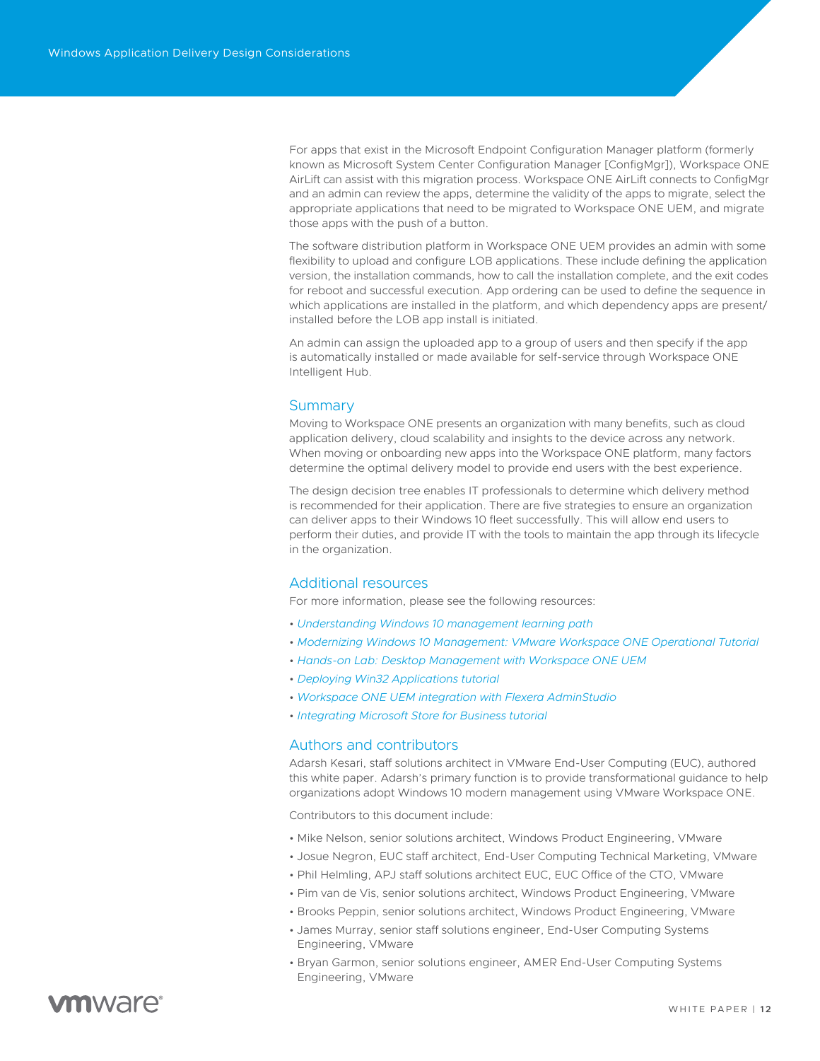For apps that exist in the Microsoft Endpoint Configuration Manager platform (formerly known as Microsoft System Center Configuration Manager [ConfigMgr]), Workspace ONE AirLift can assist with this migration process. Workspace ONE AirLift connects to ConfigMgr and an admin can review the apps, determine the validity of the apps to migrate, select the appropriate applications that need to be migrated to Workspace ONE UEM, and migrate those apps with the push of a button.

The software distribution platform in Workspace ONE UEM provides an admin with some flexibility to upload and configure LOB applications. These include defining the application version, the installation commands, how to call the installation complete, and the exit codes for reboot and successful execution. App ordering can be used to define the sequence in which applications are installed in the platform, and which dependency apps are present/installed before the LOB app install is initiated.

An admin can assign the uploaded app to a group of users and then specify if the app is automatically installed or made available for self-service through Workspace ONE Intelligent Hub.

## Summary

Moving to Workspace ONE presents an organization with many benefits, such as cloud application delivery, cloud scalability and insights to the device across any network. When moving or onboarding new apps into the Workspace ONE platform, many factors determine the optimal delivery model to provide end users with the best experience.

The design decision tree enables IT professionals to determine which delivery method is recommended for their application. There are five strategies to ensure an organization can deliver apps to their Windows 10 fleet successfully. This will allow end users to perform their duties, and provide IT with the tools to maintain the app through its lifecycle in the organization.

## Additional resources

For more information, please see the following resources:

- *Understanding Windows 10 management learning path*
- *Modernizing Windows 10 Management: VMware Workspace ONE Operational Tutorial*
- *Hands-on Lab: Desktop Management with Workspace ONE UEM*
- *Deploying Win32 Applications tutorial*
- *Workspace ONE UEM integration with Flexera AdminStudio*
- *Integrating Microsoft Store for Business tutorial*

## Authors and contributors

Adarsh Kesari, staff solutions architect in VMware End-User Computing (EUC), authored this white paper. Adarsh's primary function is to provide transformational guidance to help organizations adopt Windows 10 modern management using VMware Workspace ONE.

Contributors to this document include:

- Mike Nelson, senior solutions architect, Windows Product Engineering, VMware
- Josue Negron, EUC staff architect, End-User Computing Technical Marketing, VMware
- Phil Helmling, APJ staff solutions architect EUC, EUC Office of the CTO, VMware
- Pim van de Vis, senior solutions architect, Windows Product Engineering, VMware
- Brooks Peppin, senior solutions architect, Windows Product Engineering, VMware
- James Murray, senior staff solutions engineer, End-User Computing Systems Engineering, VMware
- Bryan Garmon, senior solutions engineer, AMER End-User Computing Systems Engineering, VMware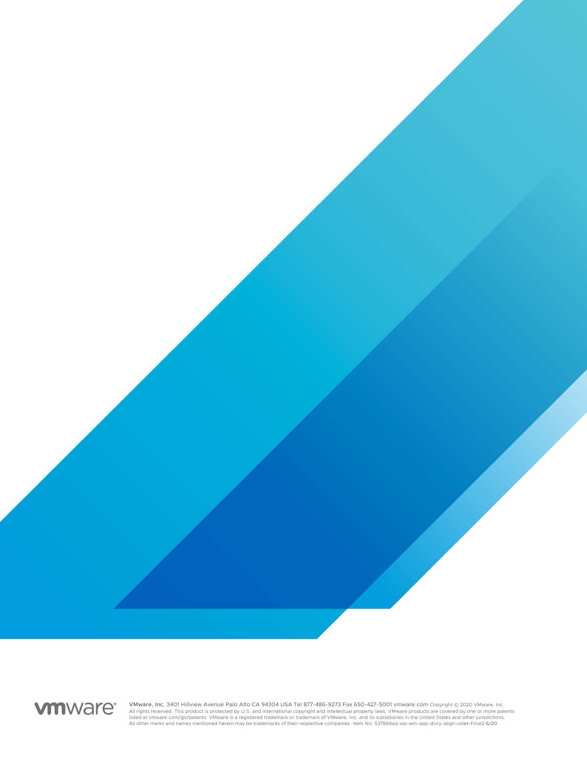**VMware, Inc.** 3401 Hillview Avenue Palo Alto CA 94304 USA Tel 877-486-9273 Fax 650-427-5001 vmware.com Copyright © 2020 VMware, Inc. All rights reserved. This product is protected by U.S. and international copyright and intellectual property laws. VMware products are covered by one or more patents listed at vmware.com/go/patents. VMware is a registered trademark or trademark of VMware, Inc. and its subsidiaries in the United States and other jurisdictions. All other marks and names mentioned herein may be trademarks of their respective companies. Item No: 537869aq-wp-win-app-dlvry-dsgn-uslet-Final2 6/20